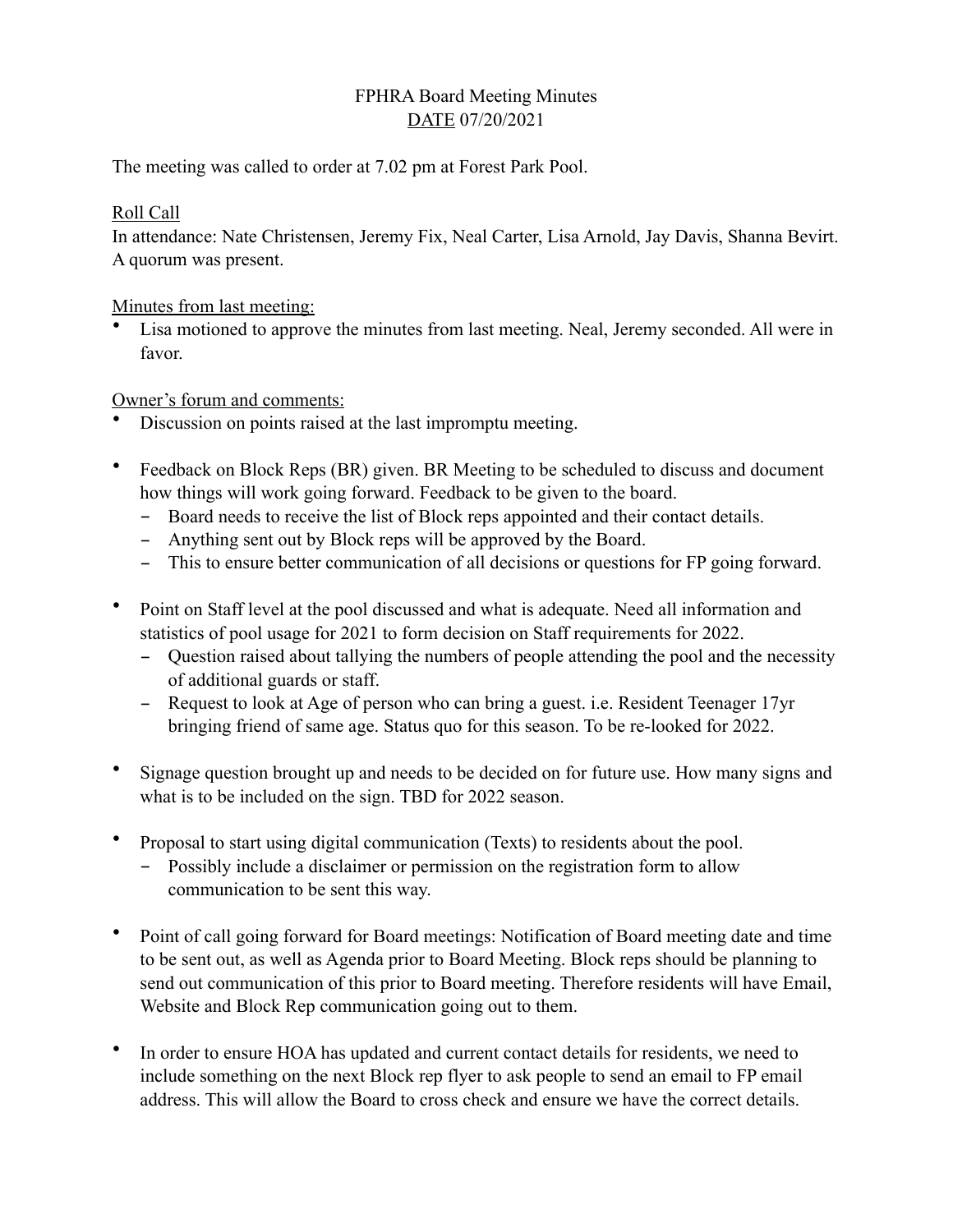FPHRA Board Meeting Minutes

DATE 07/20/2021

The meeting was called to order at 7.02 pm at Forest Park Pool.

Roll Call

In attendance: Nate Christensen, Jeremy Fix, Neal Carter, Lisa Arnold, Jay Davis, Shanna Bevirt. A quorum was present.

Minutes from last meeting:

- Lisa motioned to approve the minutes from last meeting. Neal, Jeremy seconded. All were in favor.

Owner's forum and comments:

- Discussion on points raised at the last impromptu meeting.

- Feedback on Block Reps (BR) given. BR Meeting to be scheduled to discuss and document how things will work going forward. Feedback to be given to the board.
  - Board needs to receive the list of Block reps appointed and their contact details.
  - Anything sent out by Block reps will be approved by the Board.
  - This to ensure better communication of all decisions or questions for FP going forward.

- Point on Staff level at the pool discussed and what is adequate. Need all information and statistics of pool usage for 2021 to form decision on Staff requirements for 2022.
  - Question raised about tallying the numbers of people attending the pool and the necessity of additional guards or staff.
  - Request to look at Age of person who can bring a guest. i.e. Resident Teenager 17yr bringing friend of same age. Status quo for this season. To be re-looked for 2022.

- Signage question brought up and needs to be decided on for future use. How many signs and what is to be included on the sign. TBD for 2022 season.

- Proposal to start using digital communication (Texts) to residents about the pool.
  - Possibly include a disclaimer or permission on the registration form to allow communication to be sent this way.

- Point of call going forward for Board meetings: Notification of Board meeting date and time to be sent out, as well as Agenda prior to Board Meeting. Block reps should be planning to send out communication of this prior to Board meeting. Therefore residents will have Email, Website and Block Rep communication going out to them.

- In order to ensure HOA has updated and current contact details for residents, we need to include something on the next Block rep flyer to ask people to send an email to FP email address. This will allow the Board to cross check and ensure we have the correct details.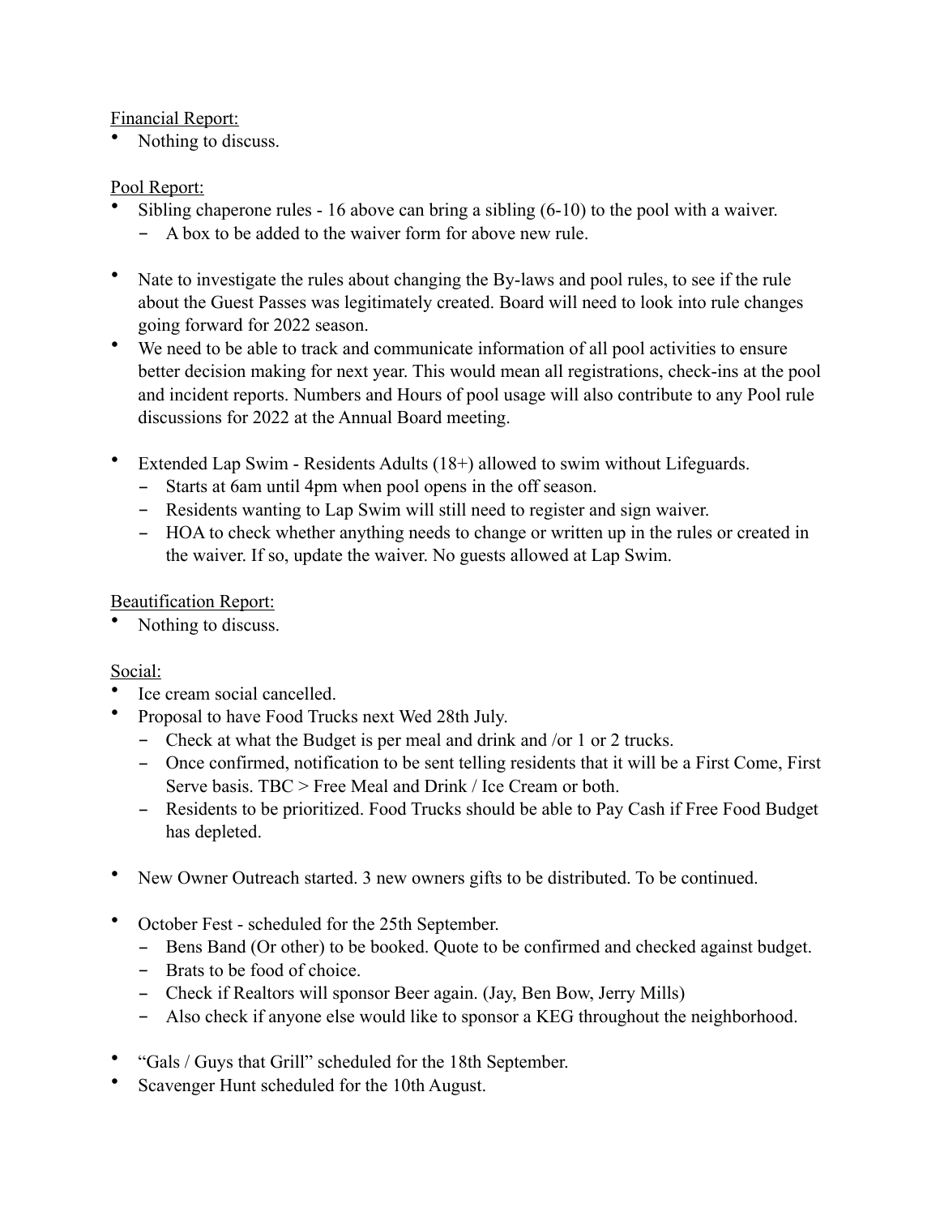Financial Report:

- Nothing to discuss.

Pool Report:

- Sibling chaperone rules - 16 above can bring a sibling (6-10) to the pool with a waiver.
  - A box to be added to the waiver form for above new rule.

- Nate to investigate the rules about changing the By-laws and pool rules, to see if the rule about the Guest Passes was legitimately created. Board will need to look into rule changes going forward for 2022 season.
- We need to be able to track and communicate information of all pool activities to ensure better decision making for next year. This would mean all registrations, check-ins at the pool and incident reports. Numbers and Hours of pool usage will also contribute to any Pool rule discussions for 2022 at the Annual Board meeting.

- Extended Lap Swim - Residents Adults (18+) allowed to swim without Lifeguards.
  - Starts at 6am until 4pm when pool opens in the off season.
  - Residents wanting to Lap Swim will still need to register and sign waiver.
  - HOA to check whether anything needs to change or written up in the rules or created in the waiver. If so, update the waiver. No guests allowed at Lap Swim.

Beautification Report:

- Nothing to discuss.

Social:

- Ice cream social cancelled.
- Proposal to have Food Trucks next Wed 28th July.
  - Check at what the Budget is per meal and drink and /or 1 or 2 trucks.
  - Once confirmed, notification to be sent telling residents that it will be a First Come, First Serve basis. TBC > Free Meal and Drink / Ice Cream or both.
  - Residents to be prioritized. Food Trucks should be able to Pay Cash if Free Food Budget has depleted.

- New Owner Outreach started. 3 new owners gifts to be distributed. To be continued.

- October Fest - scheduled for the 25th September.
  - Bens Band (Or other) to be booked. Quote to be confirmed and checked against budget.
  - Brats to be food of choice.
  - Check if Realtors will sponsor Beer again. (Jay, Ben Bow, Jerry Mills)
  - Also check if anyone else would like to sponsor a KEG throughout the neighborhood.

- "Gals / Guys that Grill" scheduled for the 18th September.
- Scavenger Hunt scheduled for the 10th August.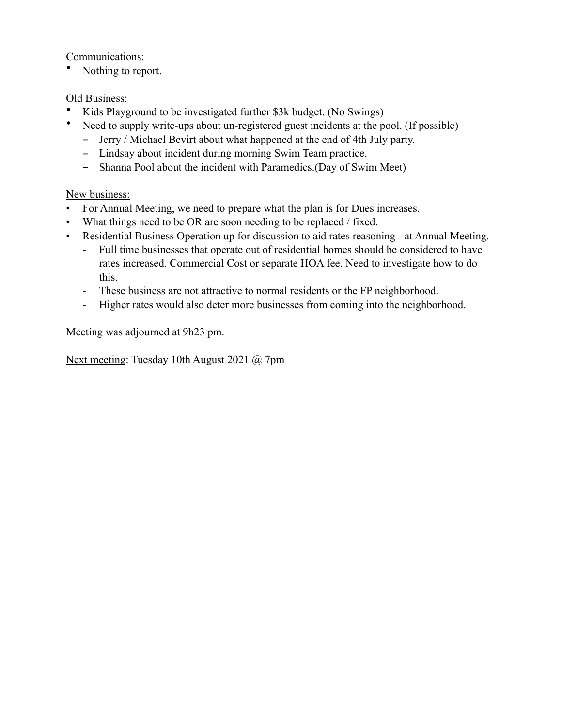Communications:

- Nothing to report.

Old Business:

- Kids Playground to be investigated further $3k budget. (No Swings)
- Need to supply write-ups about un-registered guest incidents at the pool. (If possible)
  - Jerry / Michael Bevirt about what happened at the end of 4th July party.
  - Lindsay about incident during morning Swim Team practice.
  - Shanna Pool about the incident with Paramedics.(Day of Swim Meet)

New business:

- For Annual Meeting, we need to prepare what the plan is for Dues increases.
- What things need to be OR are soon needing to be replaced / fixed.
- Residential Business Operation up for discussion to aid rates reasoning - at Annual Meeting.
  - Full time businesses that operate out of residential homes should be considered to have rates increased. Commercial Cost or separate HOA fee. Need to investigate how to do this.
  - These business are not attractive to normal residents or the FP neighborhood.
  - Higher rates would also deter more businesses from coming into the neighborhood.

Meeting was adjourned at 9h23 pm.

Next meeting: Tuesday 10th August 2021 @ 7pm